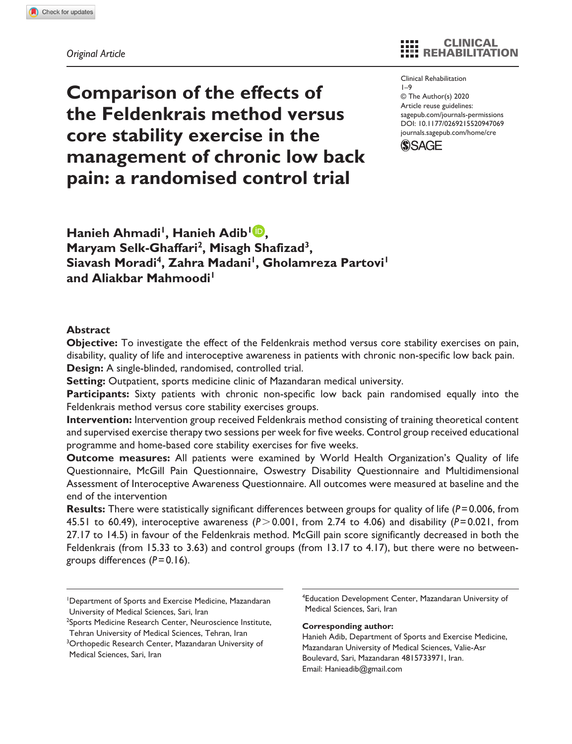*Original Article*

# Comparison of the effects of the Feldenkrais method versus core stability exercise in the management of chronic low back pain: a randomised control trial

Clinical Rehabilitation
1–9
© The Author(s) 2020
Article reuse guidelines:
sagepub.com/journals-permissions
DOI: 10.1177/0269215520947069
journals.sagepub.com/home/cre

**Hanieh Ahmadi[1], Hanieh Adib[1], Maryam Selk-Ghaffari[2], Misagh Shafizad[3], Siavash Moradi[4], Zahra Madani[1], Gholamreza Partovi[1] and Aliakbar Mahmoodi[1]**

## Abstract

**Objective:** To investigate the effect of the Feldenkrais method versus core stability exercises on pain, disability, quality of life and interoceptive awareness in patients with chronic non-specific low back pain.

**Design:** A single-blinded, randomised, controlled trial.

**Setting:** Outpatient, sports medicine clinic of Mazandaran medical university.

**Participants:** Sixty patients with chronic non-specific low back pain randomised equally into the Feldenkrais method versus core stability exercises groups.

**Intervention:** Intervention group received Feldenkrais method consisting of training theoretical content and supervised exercise therapy two sessions per week for five weeks. Control group received educational programme and home-based core stability exercises for five weeks.

**Outcome measures:** All patients were examined by World Health Organization's Quality of life Questionnaire, McGill Pain Questionnaire, Oswestry Disability Questionnaire and Multidimensional Assessment of Interoceptive Awareness Questionnaire. All outcomes were measured at baseline and the end of the intervention

**Results:** There were statistically significant differences between groups for quality of life ($P = 0.006$, from 45.51 to 60.49), interoceptive awareness ($P > 0.001$, from 2.74 to 4.06) and disability ($P = 0.021$, from 27.17 to 14.5) in favour of the Feldenkrais method. McGill pain score significantly decreased in both the Feldenkrais (from 15.33 to 3.63) and control groups (from 13.17 to 4.17), but there were no between-groups differences ($P = 0.16$).

---

[1]Department of Sports and Exercise Medicine, Mazandaran University of Medical Sciences, Sari, Iran
[2]Sports Medicine Research Center, Neuroscience Institute, Tehran University of Medical Sciences, Tehran, Iran
[3]Orthopedic Research Center, Mazandaran University of Medical Sciences, Sari, Iran
[4]Education Development Center, Mazandaran University of Medical Sciences, Sari, Iran

**Corresponding author:**
Hanieh Adib, Department of Sports and Exercise Medicine, Mazandaran University of Medical Sciences, Valie-Asr Boulevard, Sari, Mazandaran 4815733971, Iran.
Email: Hanieadib@gmail.com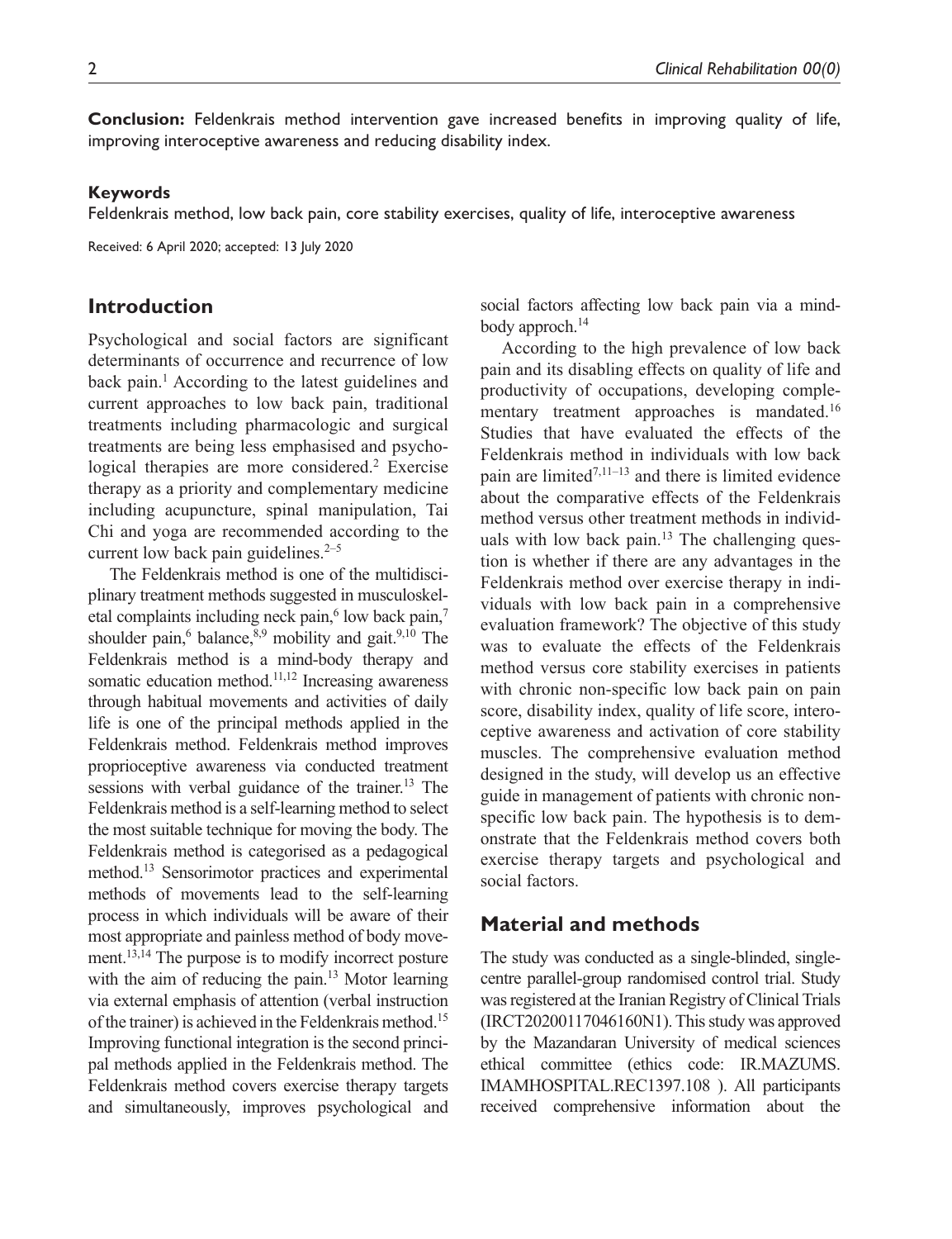**Conclusion:** Feldenkrais method intervention gave increased benefits in improving quality of life, improving interoceptive awareness and reducing disability index.

#### Keywords

Feldenkrais method, low back pain, core stability exercises, quality of life, interoceptive awareness

Received: 6 April 2020; accepted: 13 July 2020

## Introduction

Psychological and social factors are significant determinants of occurrence and recurrence of low back pain.[1] According to the latest guidelines and current approaches to low back pain, traditional treatments including pharmacologic and surgical treatments are being less emphasised and psychological therapies are more considered.[2] Exercise therapy as a priority and complementary medicine including acupuncture, spinal manipulation, Tai Chi and yoga are recommended according to the current low back pain guidelines.[2–5]

The Feldenkrais method is one of the multidisciplinary treatment methods suggested in musculoskeletal complaints including neck pain,[6] low back pain,[7] shoulder pain,[6] balance,[8,9] mobility and gait.[9,10] The Feldenkrais method is a mind-body therapy and somatic education method.[11,12] Increasing awareness through habitual movements and activities of daily life is one of the principal methods applied in the Feldenkrais method. Feldenkrais method improves proprioceptive awareness via conducted treatment sessions with verbal guidance of the trainer.[13] The Feldenkrais method is a self-learning method to select the most suitable technique for moving the body. The Feldenkrais method is categorised as a pedagogical method.[13] Sensorimotor practices and experimental methods of movements lead to the self-learning process in which individuals will be aware of their most appropriate and painless method of body movement.[13,14] The purpose is to modify incorrect posture with the aim of reducing the pain.[13] Motor learning via external emphasis of attention (verbal instruction of the trainer) is achieved in the Feldenkrais method.[15] Improving functional integration is the second principal methods applied in the Feldenkrais method. The Feldenkrais method covers exercise therapy targets and simultaneously, improves psychological and social factors affecting low back pain via a mind-body approch.[14]

According to the high prevalence of low back pain and its disabling effects on quality of life and productivity of occupations, developing complementary treatment approaches is mandated.[16] Studies that have evaluated the effects of the Feldenkrais method in individuals with low back pain are limited[7,11–13] and there is limited evidence about the comparative effects of the Feldenkrais method versus other treatment methods in individuals with low back pain.[13] The challenging question is whether if there are any advantages in the Feldenkrais method over exercise therapy in individuals with low back pain in a comprehensive evaluation framework? The objective of this study was to evaluate the effects of the Feldenkrais method versus core stability exercises in patients with chronic non-specific low back pain on pain score, disability index, quality of life score, interoceptive awareness and activation of core stability muscles. The comprehensive evaluation method designed in the study, will develop us an effective guide in management of patients with chronic non-specific low back pain. The hypothesis is to demonstrate that the Feldenkrais method covers both exercise therapy targets and psychological and social factors.

## Material and methods

The study was conducted as a single-blinded, single-centre parallel-group randomised control trial. Study was registered at the Iranian Registry of Clinical Trials (IRCT20200117046160N1). This study was approved by the Mazandaran University of medical sciences ethical committee (ethics code: IR.MAZUMS.IMAMHOSPITAL.REC1397.108 ). All participants received comprehensive information about the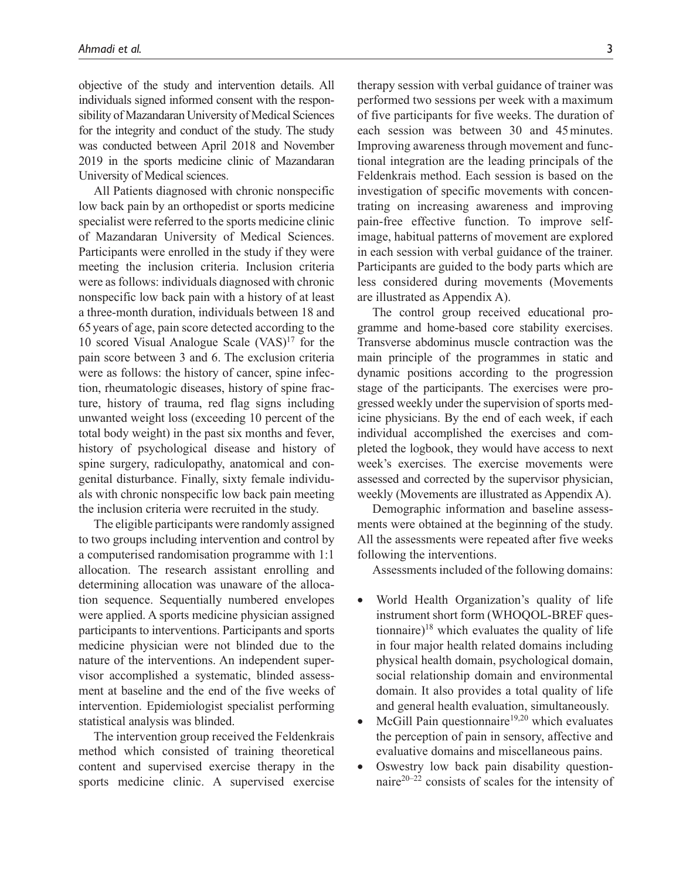objective of the study and intervention details. All individuals signed informed consent with the responsibility of Mazandaran University of Medical Sciences for the integrity and conduct of the study. The study was conducted between April 2018 and November 2019 in the sports medicine clinic of Mazandaran University of Medical sciences.

All Patients diagnosed with chronic nonspecific low back pain by an orthopedist or sports medicine specialist were referred to the sports medicine clinic of Mazandaran University of Medical Sciences. Participants were enrolled in the study if they were meeting the inclusion criteria. Inclusion criteria were as follows: individuals diagnosed with chronic nonspecific low back pain with a history of at least a three-month duration, individuals between 18 and 65 years of age, pain score detected according to the 10 scored Visual Analogue Scale (VAS)[17] for the pain score between 3 and 6. The exclusion criteria were as follows: the history of cancer, spine infection, rheumatologic diseases, history of spine fracture, history of trauma, red flag signs including unwanted weight loss (exceeding 10 percent of the total body weight) in the past six months and fever, history of psychological disease and history of spine surgery, radiculopathy, anatomical and congenital disturbance. Finally, sixty female individuals with chronic nonspecific low back pain meeting the inclusion criteria were recruited in the study.

The eligible participants were randomly assigned to two groups including intervention and control by a computerised randomisation programme with 1:1 allocation. The research assistant enrolling and determining allocation was unaware of the allocation sequence. Sequentially numbered envelopes were applied. A sports medicine physician assigned participants to interventions. Participants and sports medicine physician were not blinded due to the nature of the interventions. An independent supervisor accomplished a systematic, blinded assessment at baseline and the end of the five weeks of intervention. Epidemiologist specialist performing statistical analysis was blinded.

The intervention group received the Feldenkrais method which consisted of training theoretical content and supervised exercise therapy in the sports medicine clinic. A supervised exercise therapy session with verbal guidance of trainer was performed two sessions per week with a maximum of five participants for five weeks. The duration of each session was between 30 and 45 minutes. Improving awareness through movement and functional integration are the leading principals of the Feldenkrais method. Each session is based on the investigation of specific movements with concentrating on increasing awareness and improving pain-free effective function. To improve self-image, habitual patterns of movement are explored in each session with verbal guidance of the trainer. Participants are guided to the body parts which are less considered during movements (Movements are illustrated as Appendix A).

The control group received educational programme and home-based core stability exercises. Transverse abdominus muscle contraction was the main principle of the programmes in static and dynamic positions according to the progression stage of the participants. The exercises were progressed weekly under the supervision of sports medicine physicians. By the end of each week, if each individual accomplished the exercises and completed the logbook, they would have access to next week's exercises. The exercise movements were assessed and corrected by the supervisor physician, weekly (Movements are illustrated as Appendix A).

Demographic information and baseline assessments were obtained at the beginning of the study. All the assessments were repeated after five weeks following the interventions.

Assessments included of the following domains:

- World Health Organization's quality of life instrument short form (WHOQOL-BREF questionnaire)[18] which evaluates the quality of life in four major health related domains including physical health domain, psychological domain, social relationship domain and environmental domain. It also provides a total quality of life and general health evaluation, simultaneously.
- McGill Pain questionnaire[19,20] which evaluates the perception of pain in sensory, affective and evaluative domains and miscellaneous pains.
- Oswestry low back pain disability questionnaire[20–22] consists of scales for the intensity of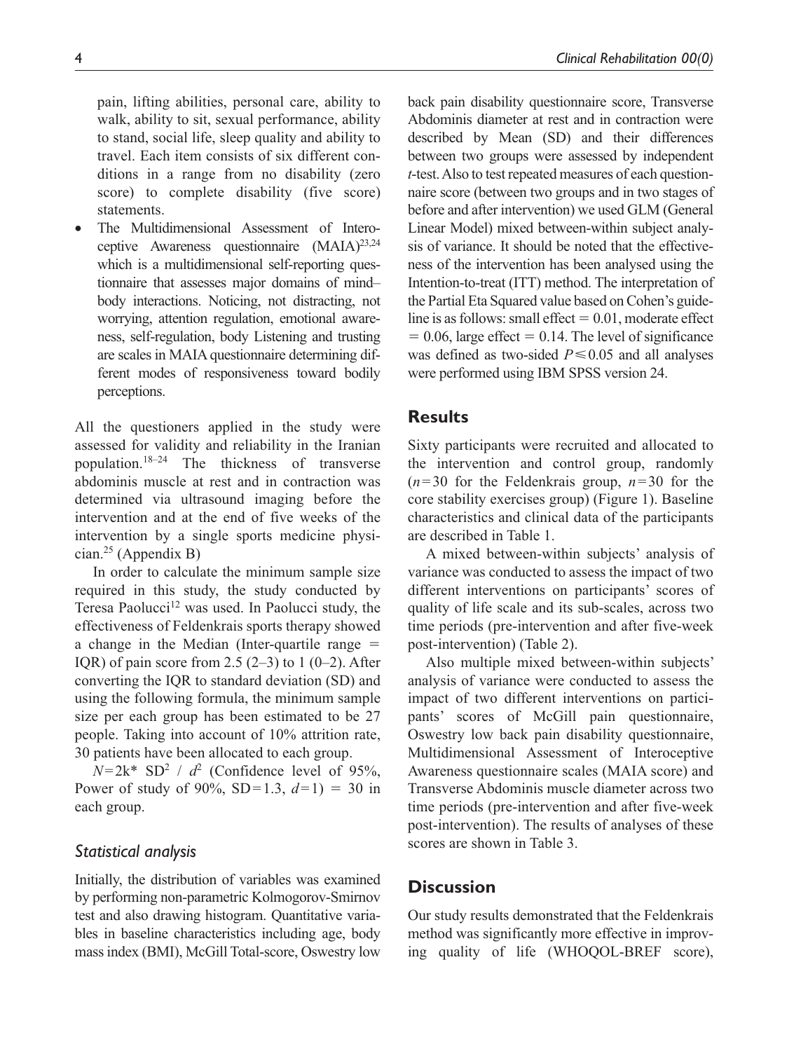pain, lifting abilities, personal care, ability to walk, ability to sit, sexual performance, ability to stand, social life, sleep quality and ability to travel. Each item consists of six different conditions in a range from no disability (zero score) to complete disability (five score) statements.

- The Multidimensional Assessment of Interoceptive Awareness questionnaire (MAIA)[23,24] which is a multidimensional self-reporting questionnaire that assesses major domains of mind–body interactions. Noticing, not distracting, not worrying, attention regulation, emotional awareness, self-regulation, body Listening and trusting are scales in MAIA questionnaire determining different modes of responsiveness toward bodily perceptions.

All the questioners applied in the study were assessed for validity and reliability in the Iranian population.[18–24] The thickness of transverse abdominis muscle at rest and in contraction was determined via ultrasound imaging before the intervention and at the end of five weeks of the intervention by a single sports medicine physician.[25] (Appendix B)

In order to calculate the minimum sample size required in this study, the study conducted by Teresa Paolucci[12] was used. In Paolucci study, the effectiveness of Feldenkrais sports therapy showed a change in the Median (Inter-quartile range = IQR) of pain score from 2.5 (2–3) to 1 (0–2). After converting the IQR to standard deviation (SD) and using the following formula, the minimum sample size per each group has been estimated to be 27 people. Taking into account of 10% attrition rate, 30 patients have been allocated to each group.

$N=2k^* \ SD^2 \ / \ d^2$ (Confidence level of 95%, Power of study of 90%, $SD=1.3$, $d=1$) = 30 in each group.

### Statistical analysis

Initially, the distribution of variables was examined by performing non-parametric Kolmogorov-Smirnov test and also drawing histogram. Quantitative variables in baseline characteristics including age, body mass index (BMI), McGill Total-score, Oswestry low back pain disability questionnaire score, Transverse Abdominis diameter at rest and in contraction were described by Mean (SD) and their differences between two groups were assessed by independent *t*-test. Also to test repeated measures of each questionnaire score (between two groups and in two stages of before and after intervention) we used GLM (General Linear Model) mixed between-within subject analysis of variance. It should be noted that the effectiveness of the intervention has been analysed using the Intention-to-treat (ITT) method. The interpretation of the Partial Eta Squared value based on Cohen's guideline is as follows: small effect = 0.01, moderate effect = 0.06, large effect = 0.14. The level of significance was defined as two-sided $P \leq 0.05$ and all analyses were performed using IBM SPSS version 24.

## Results

Sixty participants were recruited and allocated to the intervention and control group, randomly ($n=30$ for the Feldenkrais group, $n=30$ for the core stability exercises group) (Figure 1). Baseline characteristics and clinical data of the participants are described in Table 1.

A mixed between-within subjects' analysis of variance was conducted to assess the impact of two different interventions on participants' scores of quality of life scale and its sub-scales, across two time periods (pre-intervention and after five-week post-intervention) (Table 2).

Also multiple mixed between-within subjects' analysis of variance were conducted to assess the impact of two different interventions on participants' scores of McGill pain questionnaire, Oswestry low back pain disability questionnaire, Multidimensional Assessment of Interoceptive Awareness questionnaire scales (MAIA score) and Transverse Abdominis muscle diameter across two time periods (pre-intervention and after five-week post-intervention). The results of analyses of these scores are shown in Table 3.

## Discussion

Our study results demonstrated that the Feldenkrais method was significantly more effective in improving quality of life (WHOQOL-BREF score),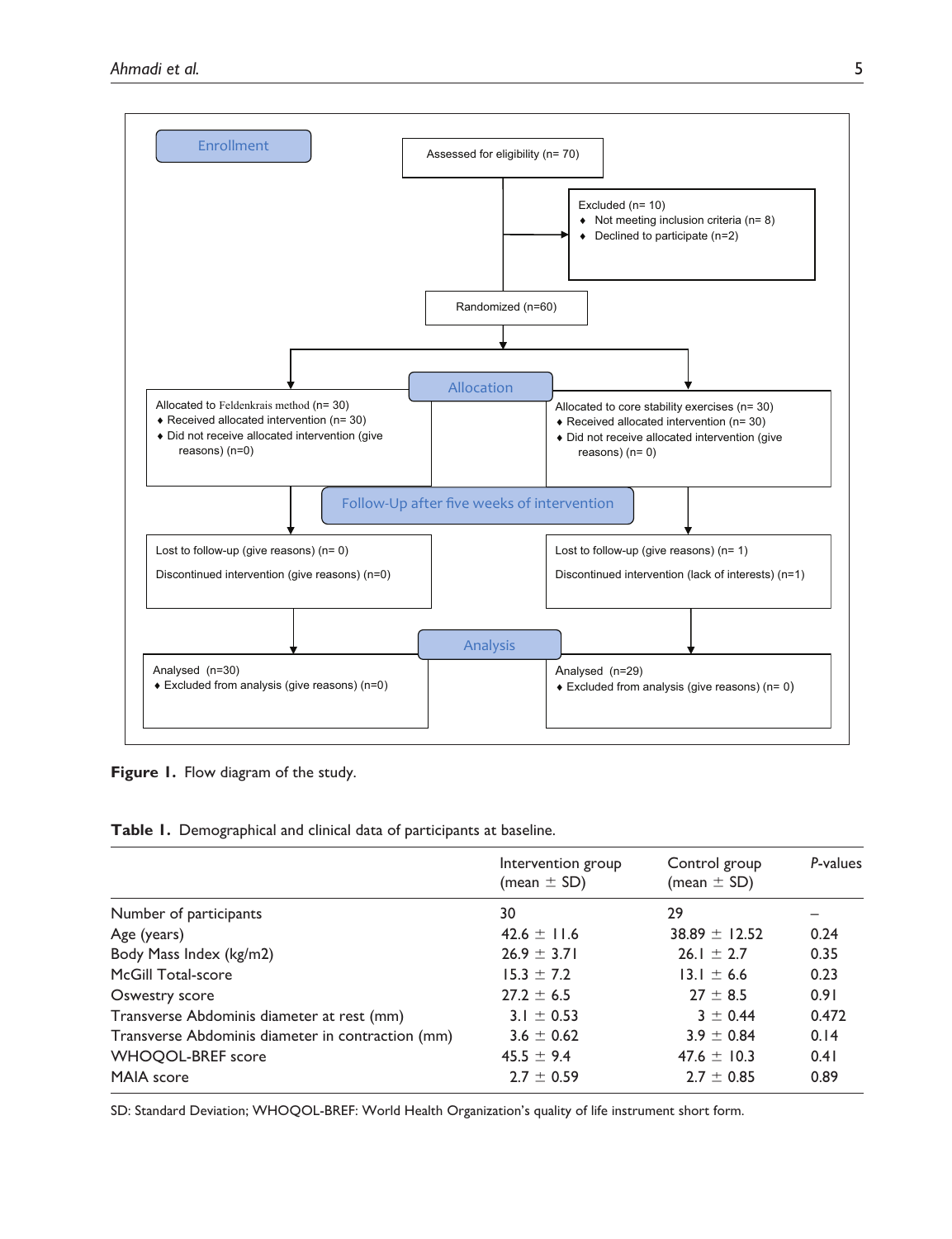**Enrollment**

Assessed for eligibility (n= 70)

Excluded (n= 10)
- Not meeting inclusion criteria (n= 8)
- Declined to participate (n=2)

Randomized (n=60)

**Allocation**

Allocated to Feldenkrais method (n= 30)
- Received allocated intervention (n= 30)
- Did not receive allocated intervention (give reasons) (n=0)

Allocated to core stability exercises (n= 30)
- Received allocated intervention (n= 30)
- Did not receive allocated intervention (give reasons) (n= 0)

**Follow-Up after five weeks of intervention**

Lost to follow-up (give reasons) (n= 0)

Discontinued intervention (give reasons) (n=0)

Lost to follow-up (give reasons) (n= 1)

Discontinued intervention (lack of interests) (n=1)

**Analysis**

Analysed (n=30)
- Excluded from analysis (give reasons) (n=0)

Analysed (n=29)
- Excluded from analysis (give reasons) (n= 0)

**Figure 1.** Flow diagram of the study.

**Table 1.** Demographical and clinical data of participants at baseline.

| | Intervention group (mean ± SD) | Control group (mean ± SD) | *P*-values |
|---|---|---|---|
| Number of participants | 30 | 29 | – |
| Age (years) | 42.6 ± 11.6 | 38.89 ± 12.52 | 0.24 |
| Body Mass Index (kg/m2) | 26.9 ± 3.71 | 26.1 ± 2.7 | 0.35 |
| McGill Total-score | 15.3 ± 7.2 | 13.1 ± 6.6 | 0.23 |
| Oswestry score | 27.2 ± 6.5 | 27 ± 8.5 | 0.91 |
| Transverse Abdominis diameter at rest (mm) | 3.1 ± 0.53 | 3 ± 0.44 | 0.472 |
| Transverse Abdominis diameter in contraction (mm) | 3.6 ± 0.62 | 3.9 ± 0.84 | 0.14 |
| WHOQOL-BREF score | 45.5 ± 9.4 | 47.6 ± 10.3 | 0.41 |
| MAIA score | 2.7 ± 0.59 | 2.7 ± 0.85 | 0.89 |

SD: Standard Deviation; WHOQOL-BREF: World Health Organization's quality of life instrument short form.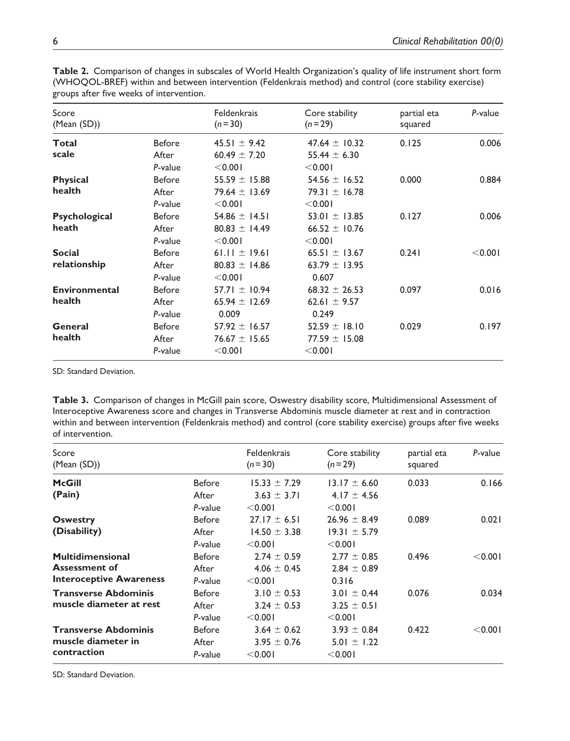**Table 2.** Comparison of changes in subscales of World Health Organization's quality of life instrument short form (WHOQOL-BREF) within and between intervention (Feldenkrais method) and control (core stability exercise) groups after five weeks of intervention.

| Score (Mean (SD)) | | Feldenkrais (n = 30) | Core stability (n = 29) | partial eta squared | P-value |
|---|---|---|---|---|---|
| **Total scale** | Before | 45.51 ± 9.42 | 47.64 ± 10.32 | 0.125 | 0.006 |
| | After | 60.49 ± 7.20 | 55.44 ± 6.30 | | |
| | P-value | <0.001 | <0.001 | | |
| **Physical health** | Before | 55.59 ± 15.88 | 54.56 ± 16.52 | 0.000 | 0.884 |
| | After | 79.64 ± 13.69 | 79.31 ± 16.78 | | |
| | P-value | <0.001 | <0.001 | | |
| **Psychological heath** | Before | 54.86 ± 14.51 | 53.01 ± 13.85 | 0.127 | 0.006 |
| | After | 80.83 ± 14.49 | 66.52 ± 10.76 | | |
| | P-value | <0.001 | <0.001 | | |
| **Social relationship** | Before | 61.11 ± 19.61 | 65.51 ± 13.67 | 0.241 | <0.001 |
| | After | 80.83 ± 14.86 | 63.79 ± 13.95 | | |
| | P-value | <0.001 | 0.607 | | |
| **Environmental health** | Before | 57.71 ± 10.94 | 68.32 ± 26.53 | 0.097 | 0.016 |
| | After | 65.94 ± 12.69 | 62.61 ± 9.57 | | |
| | P-value | 0.009 | 0.249 | | |
| **General health** | Before | 57.92 ± 16.57 | 52.59 ± 18.10 | 0.029 | 0.197 |
| | After | 76.67 ± 15.65 | 77.59 ± 15.08 | | |
| | P-value | <0.001 | <0.001 | | |

SD: Standard Deviation.

**Table 3.** Comparison of changes in McGill pain score, Oswestry disability score, Multidimensional Assessment of Interoceptive Awareness score and changes in Transverse Abdominis muscle diameter at rest and in contraction within and between intervention (Feldenkrais method) and control (core stability exercise) groups after five weeks of intervention.

| Score (Mean (SD)) | | Feldenkrais (n = 30) | Core stability (n = 29) | partial eta squared | P-value |
|---|---|---|---|---|---|
| **McGill (Pain)** | Before | 15.33 ± 7.29 | 13.17 ± 6.60 | 0.033 | 0.166 |
| | After | 3.63 ± 3.71 | 4.17 ± 4.56 | | |
| | P-value | <0.001 | <0.001 | | |
| **Oswestry (Disability)** | Before | 27.17 ± 6.51 | 26.96 ± 8.49 | 0.089 | 0.021 |
| | After | 14.50 ± 3.38 | 19.31 ± 5.79 | | |
| | P-value | <0.001 | <0.001 | | |
| **Multidimensional Assessment of Interoceptive Awareness** | Before | 2.74 ± 0.59 | 2.77 ± 0.85 | 0.496 | <0.001 |
| | After | 4.06 ± 0.45 | 2.84 ± 0.89 | | |
| | P-value | <0.001 | 0.316 | | |
| **Transverse Abdominis muscle diameter at rest** | Before | 3.10 ± 0.53 | 3.01 ± 0.44 | 0.076 | 0.034 |
| | After | 3.24 ± 0.53 | 3.25 ± 0.51 | | |
| | P-value | <0.001 | <0.001 | | |
| **Transverse Abdominis muscle diameter in contraction** | Before | 3.64 ± 0.62 | 3.93 ± 0.84 | 0.422 | <0.001 |
| | After | 3.95 ± 0.76 | 5.01 ± 1.22 | | |
| | P-value | <0.001 | <0.001 | | |

SD: Standard Deviation.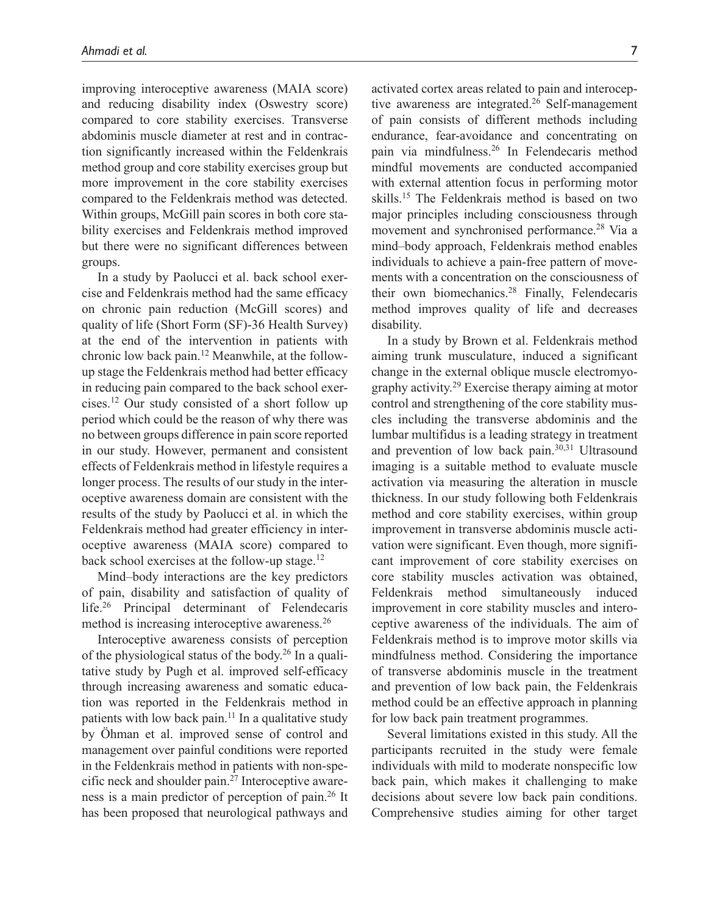improving interoceptive awareness (MAIA score) and reducing disability index (Oswestry score) compared to core stability exercises. Transverse abdominis muscle diameter at rest and in contraction significantly increased within the Feldenkrais method group and core stability exercises group but more improvement in the core stability exercises compared to the Feldenkrais method was detected. Within groups, McGill pain scores in both core stability exercises and Feldenkrais method improved but there were no significant differences between groups.

In a study by Paolucci et al. back school exercise and Feldenkrais method had the same efficacy on chronic pain reduction (McGill scores) and quality of life (Short Form (SF)-36 Health Survey) at the end of the intervention in patients with chronic low back pain.[12] Meanwhile, at the follow-up stage the Feldenkrais method had better efficacy in reducing pain compared to the back school exercises.[12] Our study consisted of a short follow up period which could be the reason of why there was no between groups difference in pain score reported in our study. However, permanent and consistent effects of Feldenkrais method in lifestyle requires a longer process. The results of our study in the interoceptive awareness domain are consistent with the results of the study by Paolucci et al. in which the Feldenkrais method had greater efficiency in interoceptive awareness (MAIA score) compared to back school exercises at the follow-up stage.[12]

Mind–body interactions are the key predictors of pain, disability and satisfaction of quality of life.[26] Principal determinant of Felendecaris method is increasing interoceptive awareness.[26]

Interoceptive awareness consists of perception of the physiological status of the body.[26] In a qualitative study by Pugh et al. improved self-efficacy through increasing awareness and somatic education was reported in the Feldenkrais method in patients with low back pain.[11] In a qualitative study by Öhman et al. improved sense of control and management over painful conditions were reported in the Feldenkrais method in patients with non-specific neck and shoulder pain.[27] Interoceptive awareness is a main predictor of perception of pain.[26] It has been proposed that neurological pathways and activated cortex areas related to pain and interoceptive awareness are integrated.[26] Self-management of pain consists of different methods including endurance, fear-avoidance and concentrating on pain via mindfulness.[26] In Felendecaris method mindful movements are conducted accompanied with external attention focus in performing motor skills.[15] The Feldenkrais method is based on two major principles including consciousness through movement and synchronised performance.[28] Via a mind–body approach, Feldenkrais method enables individuals to achieve a pain-free pattern of movements with a concentration on the consciousness of their own biomechanics.[28] Finally, Felendecaris method improves quality of life and decreases disability.

In a study by Brown et al. Feldenkrais method aiming trunk musculature, induced a significant change in the external oblique muscle electromyography activity.[29] Exercise therapy aiming at motor control and strengthening of the core stability muscles including the transverse abdominis and the lumbar multifidus is a leading strategy in treatment and prevention of low back pain.[30,31] Ultrasound imaging is a suitable method to evaluate muscle activation via measuring the alteration in muscle thickness. In our study following both Feldenkrais method and core stability exercises, within group improvement in transverse abdominis muscle activation were significant. Even though, more significant improvement of core stability exercises on core stability muscles activation was obtained, Feldenkrais method simultaneously induced improvement in core stability muscles and interoceptive awareness of the individuals. The aim of Feldenkrais method is to improve motor skills via mindfulness method. Considering the importance of transverse abdominis muscle in the treatment and prevention of low back pain, the Feldenkrais method could be an effective approach in planning for low back pain treatment programmes.

Several limitations existed in this study. All the participants recruited in the study were female individuals with mild to moderate nonspecific low back pain, which makes it challenging to make decisions about severe low back pain conditions. Comprehensive studies aiming for other target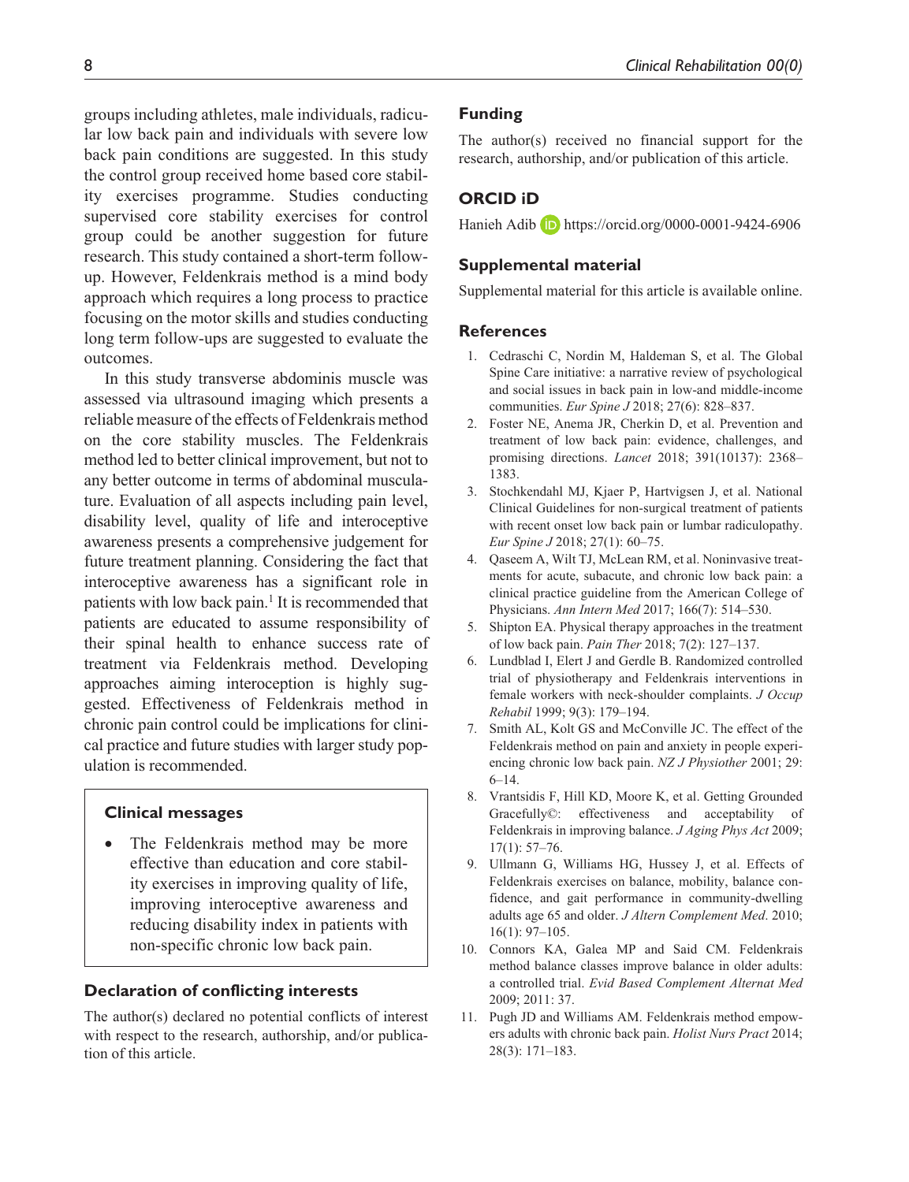groups including athletes, male individuals, radicular low back pain and individuals with severe low back pain conditions are suggested. In this study the control group received home based core stability exercises programme. Studies conducting supervised core stability exercises for control group could be another suggestion for future research. This study contained a short-term follow-up. However, Feldenkrais method is a mind body approach which requires a long process to practice focusing on the motor skills and studies conducting long term follow-ups are suggested to evaluate the outcomes.

In this study transverse abdominis muscle was assessed via ultrasound imaging which presents a reliable measure of the effects of Feldenkrais method on the core stability muscles. The Feldenkrais method led to better clinical improvement, but not to any better outcome in terms of abdominal musculature. Evaluation of all aspects including pain level, disability level, quality of life and interoceptive awareness presents a comprehensive judgement for future treatment planning. Considering the fact that interoceptive awareness has a significant role in patients with low back pain.[1] It is recommended that patients are educated to assume responsibility of their spinal health to enhance success rate of treatment via Feldenkrais method. Developing approaches aiming interoception is highly suggested. Effectiveness of Feldenkrais method in chronic pain control could be implications for clinical practice and future studies with larger study population is recommended.

### Clinical messages

- The Feldenkrais method may be more effective than education and core stability exercises in improving quality of life, improving interoceptive awareness and reducing disability index in patients with non-specific chronic low back pain.

## Declaration of conflicting interests

The author(s) declared no potential conflicts of interest with respect to the research, authorship, and/or publication of this article.

## Funding

The author(s) received no financial support for the research, authorship, and/or publication of this article.

## ORCID iD

Hanieh Adib https://orcid.org/0000-0001-9424-6906

## Supplemental material

Supplemental material for this article is available online.

## References

1. Cedraschi C, Nordin M, Haldeman S, et al. The Global Spine Care initiative: a narrative review of psychological and social issues in back pain in low-and middle-income communities. *Eur Spine J* 2018; 27(6): 828–837.
2. Foster NE, Anema JR, Cherkin D, et al. Prevention and treatment of low back pain: evidence, challenges, and promising directions. *Lancet* 2018; 391(10137): 2368–1383.
3. Stochkendahl MJ, Kjaer P, Hartvigsen J, et al. National Clinical Guidelines for non-surgical treatment of patients with recent onset low back pain or lumbar radiculopathy. *Eur Spine J* 2018; 27(1): 60–75.
4. Qaseem A, Wilt TJ, McLean RM, et al. Noninvasive treatments for acute, subacute, and chronic low back pain: a clinical practice guideline from the American College of Physicians. *Ann Intern Med* 2017; 166(7): 514–530.
5. Shipton EA. Physical therapy approaches in the treatment of low back pain. *Pain Ther* 2018; 7(2): 127–137.
6. Lundblad I, Elert J and Gerdle B. Randomized controlled trial of physiotherapy and Feldenkrais interventions in female workers with neck-shoulder complaints. *J Occup Rehabil* 1999; 9(3): 179–194.
7. Smith AL, Kolt GS and McConville JC. The effect of the Feldenkrais method on pain and anxiety in people experiencing chronic low back pain. *NZ J Physiother* 2001; 29: 6–14.
8. Vrantsidis F, Hill KD, Moore K, et al. Getting Grounded Gracefully©: effectiveness and acceptability of Feldenkrais in improving balance. *J Aging Phys Act* 2009; 17(1): 57–76.
9. Ullmann G, Williams HG, Hussey J, et al. Effects of Feldenkrais exercises on balance, mobility, balance confidence, and gait performance in community-dwelling adults age 65 and older. *J Altern Complement Med*. 2010; 16(1): 97–105.
10. Connors KA, Galea MP and Said CM. Feldenkrais method balance classes improve balance in older adults: a controlled trial. *Evid Based Complement Alternat Med* 2009; 2011: 37.
11. Pugh JD and Williams AM. Feldenkrais method empowers adults with chronic back pain. *Holist Nurs Pract* 2014; 28(3): 171–183.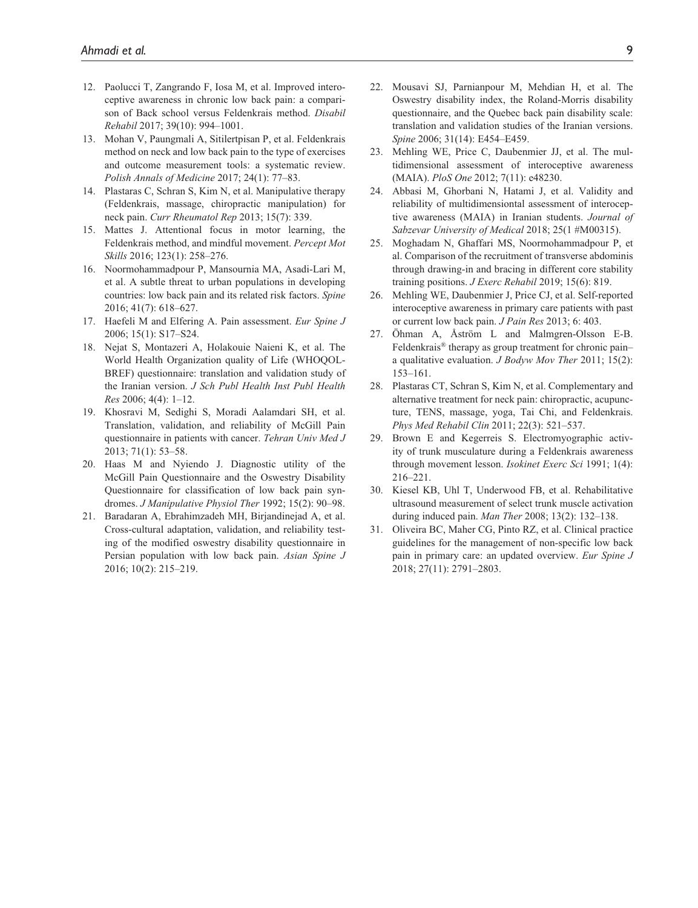12. Paolucci T, Zangrando F, Iosa M, et al. Improved interoceptive awareness in chronic low back pain: a comparison of Back school versus Feldenkrais method. *Disabil Rehabil* 2017; 39(10): 994–1001.
13. Mohan V, Paungmali A, Sitilertpisan P, et al. Feldenkrais method on neck and low back pain to the type of exercises and outcome measurement tools: a systematic review. *Polish Annals of Medicine* 2017; 24(1): 77–83.
14. Plastaras C, Schran S, Kim N, et al. Manipulative therapy (Feldenkrais, massage, chiropractic manipulation) for neck pain. *Curr Rheumatol Rep* 2013; 15(7): 339.
15. Mattes J. Attentional focus in motor learning, the Feldenkrais method, and mindful movement. *Percept Mot Skills* 2016; 123(1): 258–276.
16. Noormohammadpour P, Mansournia MA, Asadi-Lari M, et al. A subtle threat to urban populations in developing countries: low back pain and its related risk factors. *Spine* 2016; 41(7): 618–627.
17. Haefeli M and Elfering A. Pain assessment. *Eur Spine J* 2006; 15(1): S17–S24.
18. Nejat S, Montazeri A, Holakouie Naieni K, et al. The World Health Organization quality of Life (WHOQOL-BREF) questionnaire: translation and validation study of the Iranian version. *J Sch Publ Health Inst Publ Health Res* 2006; 4(4): 1–12.
19. Khosravi M, Sedighi S, Moradi Aalamdari SH, et al. Translation, validation, and reliability of McGill Pain questionnaire in patients with cancer. *Tehran Univ Med J* 2013; 71(1): 53–58.
20. Haas M and Nyiendo J. Diagnostic utility of the McGill Pain Questionnaire and the Oswestry Disability Questionnaire for classification of low back pain syndromes. *J Manipulative Physiol Ther* 1992; 15(2): 90–98.
21. Baradaran A, Ebrahimzadeh MH, Birjandinejad A, et al. Cross-cultural adaptation, validation, and reliability testing of the modified oswestry disability questionnaire in Persian population with low back pain. *Asian Spine J* 2016; 10(2): 215–219.
22. Mousavi SJ, Parnianpour M, Mehdian H, et al. The Oswestry disability index, the Roland-Morris disability questionnaire, and the Quebec back pain disability scale: translation and validation studies of the Iranian versions. *Spine* 2006; 31(14): E454–E459.
23. Mehling WE, Price C, Daubenmier JJ, et al. The multidimensional assessment of interoceptive awareness (MAIA). *PloS One* 2012; 7(11): e48230.
24. Abbasi M, Ghorbani N, Hatami J, et al. Validity and reliability of multidimensiontal assessment of interoceptive awareness (MAIA) in Iranian students. *Journal of Sabzevar University of Medical* 2018; 25(1 #M00315).
25. Moghadam N, Ghaffari MS, Noormohammadpour P, et al. Comparison of the recruitment of transverse abdominis through drawing-in and bracing in different core stability training positions. *J Exerc Rehabil* 2019; 15(6): 819.
26. Mehling WE, Daubenmier J, Price CJ, et al. Self-reported interoceptive awareness in primary care patients with past or current low back pain. *J Pain Res* 2013; 6: 403.
27. Öhman A, Åström L and Malmgren-Olsson E-B. Feldenkrais® therapy as group treatment for chronic pain–a qualitative evaluation. *J Bodyw Mov Ther* 2011; 15(2): 153–161.
28. Plastaras CT, Schran S, Kim N, et al. Complementary and alternative treatment for neck pain: chiropractic, acupuncture, TENS, massage, yoga, Tai Chi, and Feldenkrais. *Phys Med Rehabil Clin* 2011; 22(3): 521–537.
29. Brown E and Kegerreis S. Electromyographic activity of trunk musculature during a Feldenkrais awareness through movement lesson. *Isokinet Exerc Sci* 1991; 1(4): 216–221.
30. Kiesel KB, Uhl T, Underwood FB, et al. Rehabilitative ultrasound measurement of select trunk muscle activation during induced pain. *Man Ther* 2008; 13(2): 132–138.
31. Oliveira BC, Maher CG, Pinto RZ, et al. Clinical practice guidelines for the management of non-specific low back pain in primary care: an updated overview. *Eur Spine J* 2018; 27(11): 2791–2803.